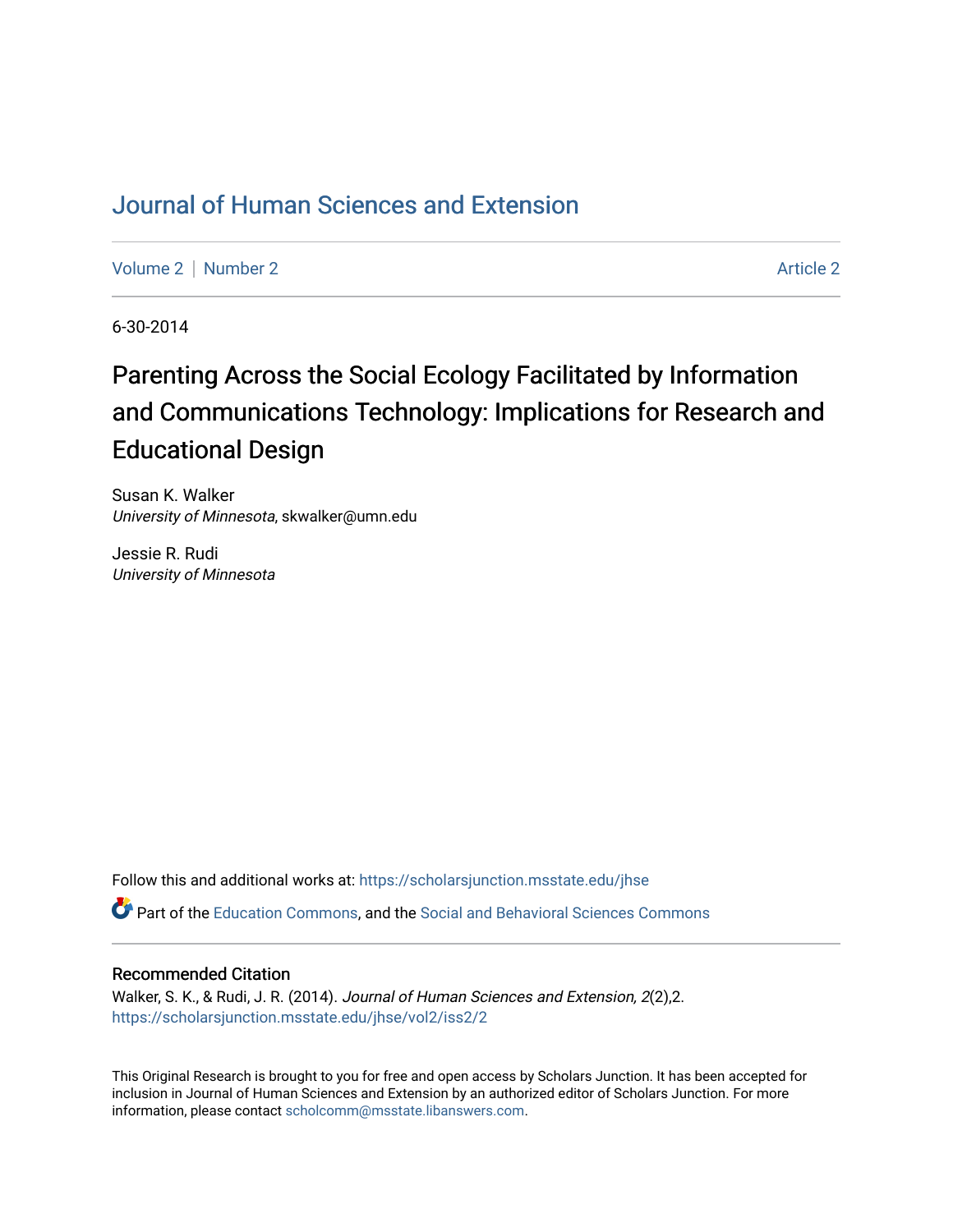# Journal of Human Sciences and Extension

Volume 2 | Number 2 Article 2

6-30-2014

## Parenting Across the Social Ecology Facilitated by Information and Communications Technology: Implications for Research and Educational Design

Susan K. Walker
*University of Minnesota*, skwalker@umn.edu

Jessie R. Rudi
*University of Minnesota*

Follow this and additional works at: https://scholarsjunction.msstate.edu/jhse

Part of the Education Commons, and the Social and Behavioral Sciences Commons

### Recommended Citation

Walker, S. K., & Rudi, J. R. (2014). *Journal of Human Sciences and Extension, 2*(2),2.
https://scholarsjunction.msstate.edu/jhse/vol2/iss2/2

This Original Research is brought to you for free and open access by Scholars Junction. It has been accepted for inclusion in Journal of Human Sciences and Extension by an authorized editor of Scholars Junction. For more information, please contact scholcomm@msstate.libanswers.com.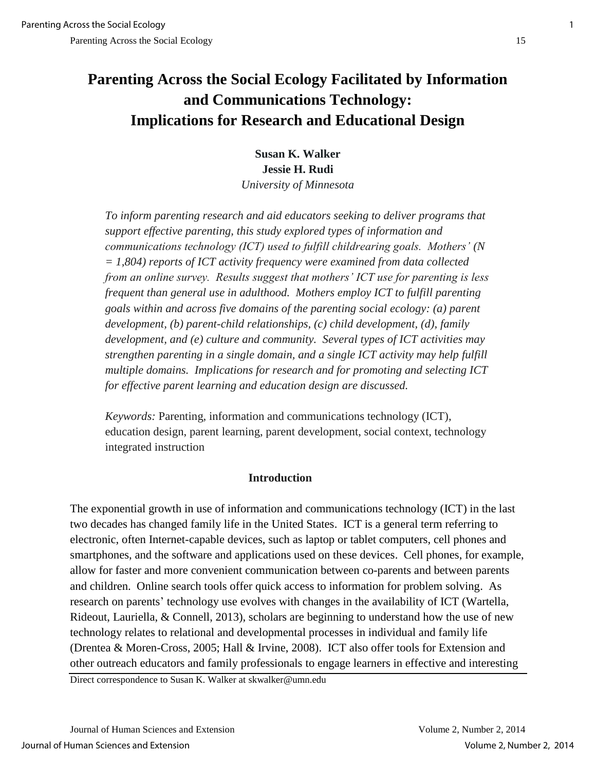# Parenting Across the Social Ecology Facilitated by Information and Communications Technology: Implications for Research and Educational Design

**Susan K. Walker**
**Jessie H. Rudi**
*University of Minnesota*

*To inform parenting research and aid educators seeking to deliver programs that support effective parenting, this study explored types of information and communications technology (ICT) used to fulfill childrearing goals. Mothers' (N = 1,804) reports of ICT activity frequency were examined from data collected from an online survey. Results suggest that mothers' ICT use for parenting is less frequent than general use in adulthood. Mothers employ ICT to fulfill parenting goals within and across five domains of the parenting social ecology: (a) parent development, (b) parent-child relationships, (c) child development, (d), family development, and (e) culture and community. Several types of ICT activities may strengthen parenting in a single domain, and a single ICT activity may help fulfill multiple domains. Implications for research and for promoting and selecting ICT for effective parent learning and education design are discussed.*

*Keywords:* Parenting, information and communications technology (ICT), education design, parent learning, parent development, social context, technology integrated instruction

## Introduction

The exponential growth in use of information and communications technology (ICT) in the last two decades has changed family life in the United States. ICT is a general term referring to electronic, often Internet-capable devices, such as laptop or tablet computers, cell phones and smartphones, and the software and applications used on these devices. Cell phones, for example, allow for faster and more convenient communication between co-parents and between parents and children. Online search tools offer quick access to information for problem solving. As research on parents' technology use evolves with changes in the availability of ICT (Wartella, Rideout, Lauriella, & Connell, 2013), scholars are beginning to understand how the use of new technology relates to relational and developmental processes in individual and family life (Drentea & Moren-Cross, 2005; Hall & Irvine, 2008). ICT also offer tools for Extension and other outreach educators and family professionals to engage learners in effective and interesting

Direct correspondence to Susan K. Walker at skwalker@umn.edu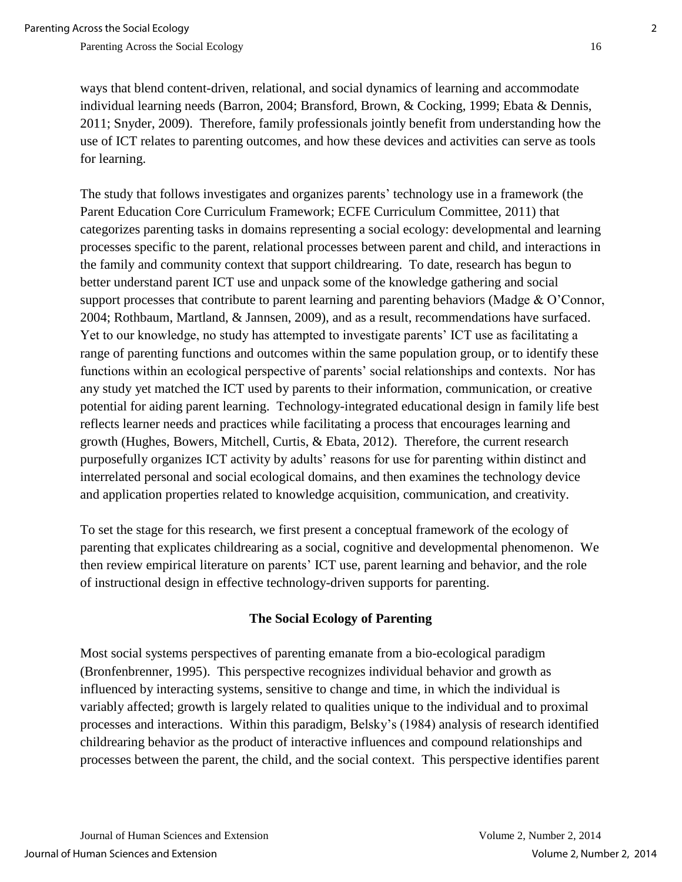ways that blend content-driven, relational, and social dynamics of learning and accommodate individual learning needs (Barron, 2004; Bransford, Brown, & Cocking, 1999; Ebata & Dennis, 2011; Snyder, 2009). Therefore, family professionals jointly benefit from understanding how the use of ICT relates to parenting outcomes, and how these devices and activities can serve as tools for learning.

The study that follows investigates and organizes parents' technology use in a framework (the Parent Education Core Curriculum Framework; ECFE Curriculum Committee, 2011) that categorizes parenting tasks in domains representing a social ecology: developmental and learning processes specific to the parent, relational processes between parent and child, and interactions in the family and community context that support childrearing. To date, research has begun to better understand parent ICT use and unpack some of the knowledge gathering and social support processes that contribute to parent learning and parenting behaviors (Madge & O'Connor, 2004; Rothbaum, Martland, & Jannsen, 2009), and as a result, recommendations have surfaced. Yet to our knowledge, no study has attempted to investigate parents' ICT use as facilitating a range of parenting functions and outcomes within the same population group, or to identify these functions within an ecological perspective of parents' social relationships and contexts. Nor has any study yet matched the ICT used by parents to their information, communication, or creative potential for aiding parent learning. Technology-integrated educational design in family life best reflects learner needs and practices while facilitating a process that encourages learning and growth (Hughes, Bowers, Mitchell, Curtis, & Ebata, 2012). Therefore, the current research purposefully organizes ICT activity by adults' reasons for use for parenting within distinct and interrelated personal and social ecological domains, and then examines the technology device and application properties related to knowledge acquisition, communication, and creativity.

To set the stage for this research, we first present a conceptual framework of the ecology of parenting that explicates childrearing as a social, cognitive and developmental phenomenon. We then review empirical literature on parents' ICT use, parent learning and behavior, and the role of instructional design in effective technology-driven supports for parenting.

## The Social Ecology of Parenting

Most social systems perspectives of parenting emanate from a bio-ecological paradigm (Bronfenbrenner, 1995). This perspective recognizes individual behavior and growth as influenced by interacting systems, sensitive to change and time, in which the individual is variably affected; growth is largely related to qualities unique to the individual and to proximal processes and interactions. Within this paradigm, Belsky's (1984) analysis of research identified childrearing behavior as the product of interactive influences and compound relationships and processes between the parent, the child, and the social context. This perspective identifies parent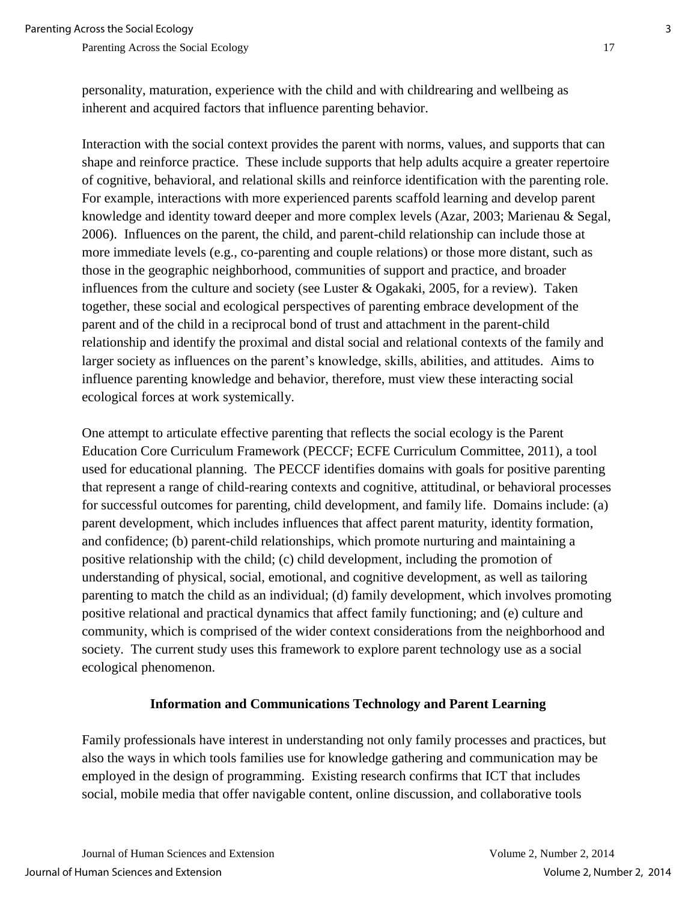personality, maturation, experience with the child and with childrearing and wellbeing as inherent and acquired factors that influence parenting behavior.

Interaction with the social context provides the parent with norms, values, and supports that can shape and reinforce practice. These include supports that help adults acquire a greater repertoire of cognitive, behavioral, and relational skills and reinforce identification with the parenting role. For example, interactions with more experienced parents scaffold learning and develop parent knowledge and identity toward deeper and more complex levels (Azar, 2003; Marienau & Segal, 2006). Influences on the parent, the child, and parent-child relationship can include those at more immediate levels (e.g., co-parenting and couple relations) or those more distant, such as those in the geographic neighborhood, communities of support and practice, and broader influences from the culture and society (see Luster & Ogakaki, 2005, for a review). Taken together, these social and ecological perspectives of parenting embrace development of the parent and of the child in a reciprocal bond of trust and attachment in the parent-child relationship and identify the proximal and distal social and relational contexts of the family and larger society as influences on the parent's knowledge, skills, abilities, and attitudes. Aims to influence parenting knowledge and behavior, therefore, must view these interacting social ecological forces at work systemically.

One attempt to articulate effective parenting that reflects the social ecology is the Parent Education Core Curriculum Framework (PECCF; ECFE Curriculum Committee, 2011), a tool used for educational planning. The PECCF identifies domains with goals for positive parenting that represent a range of child-rearing contexts and cognitive, attitudinal, or behavioral processes for successful outcomes for parenting, child development, and family life. Domains include: (a) parent development, which includes influences that affect parent maturity, identity formation, and confidence; (b) parent-child relationships, which promote nurturing and maintaining a positive relationship with the child; (c) child development, including the promotion of understanding of physical, social, emotional, and cognitive development, as well as tailoring parenting to match the child as an individual; (d) family development, which involves promoting positive relational and practical dynamics that affect family functioning; and (e) culture and community, which is comprised of the wider context considerations from the neighborhood and society. The current study uses this framework to explore parent technology use as a social ecological phenomenon.

## Information and Communications Technology and Parent Learning

Family professionals have interest in understanding not only family processes and practices, but also the ways in which tools families use for knowledge gathering and communication may be employed in the design of programming. Existing research confirms that ICT that includes social, mobile media that offer navigable content, online discussion, and collaborative tools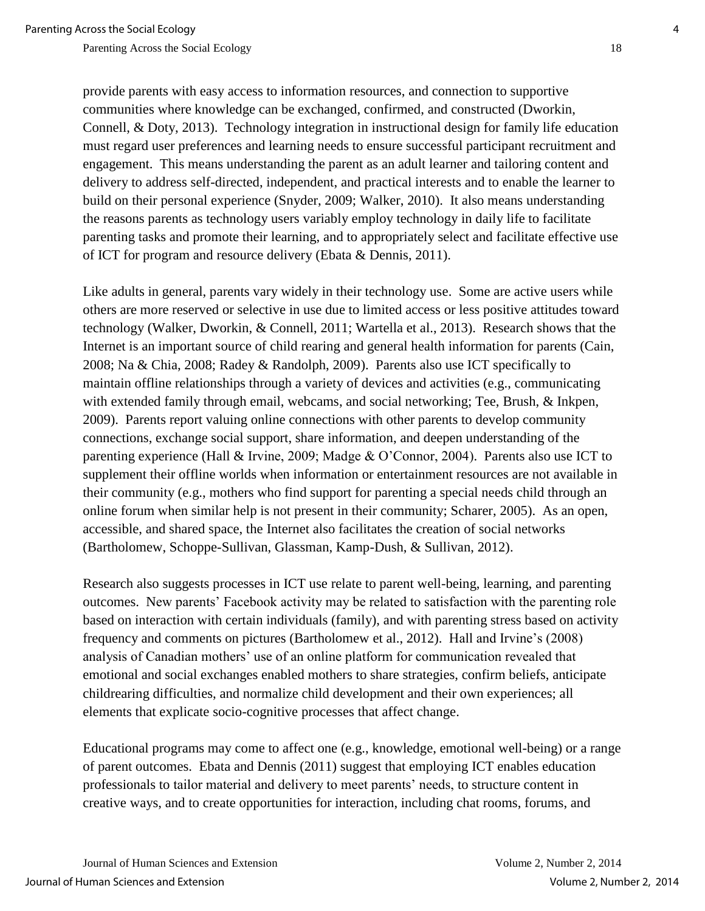provide parents with easy access to information resources, and connection to supportive communities where knowledge can be exchanged, confirmed, and constructed (Dworkin, Connell, & Doty, 2013). Technology integration in instructional design for family life education must regard user preferences and learning needs to ensure successful participant recruitment and engagement. This means understanding the parent as an adult learner and tailoring content and delivery to address self-directed, independent, and practical interests and to enable the learner to build on their personal experience (Snyder, 2009; Walker, 2010). It also means understanding the reasons parents as technology users variably employ technology in daily life to facilitate parenting tasks and promote their learning, and to appropriately select and facilitate effective use of ICT for program and resource delivery (Ebata & Dennis, 2011).

Like adults in general, parents vary widely in their technology use. Some are active users while others are more reserved or selective in use due to limited access or less positive attitudes toward technology (Walker, Dworkin, & Connell, 2011; Wartella et al., 2013). Research shows that the Internet is an important source of child rearing and general health information for parents (Cain, 2008; Na & Chia, 2008; Radey & Randolph, 2009). Parents also use ICT specifically to maintain offline relationships through a variety of devices and activities (e.g., communicating with extended family through email, webcams, and social networking; Tee, Brush, & Inkpen, 2009). Parents report valuing online connections with other parents to develop community connections, exchange social support, share information, and deepen understanding of the parenting experience (Hall & Irvine, 2009; Madge & O'Connor, 2004). Parents also use ICT to supplement their offline worlds when information or entertainment resources are not available in their community (e.g., mothers who find support for parenting a special needs child through an online forum when similar help is not present in their community; Scharer, 2005). As an open, accessible, and shared space, the Internet also facilitates the creation of social networks (Bartholomew, Schoppe-Sullivan, Glassman, Kamp-Dush, & Sullivan, 2012).

Research also suggests processes in ICT use relate to parent well-being, learning, and parenting outcomes. New parents' Facebook activity may be related to satisfaction with the parenting role based on interaction with certain individuals (family), and with parenting stress based on activity frequency and comments on pictures (Bartholomew et al., 2012). Hall and Irvine's (2008) analysis of Canadian mothers' use of an online platform for communication revealed that emotional and social exchanges enabled mothers to share strategies, confirm beliefs, anticipate childrearing difficulties, and normalize child development and their own experiences; all elements that explicate socio-cognitive processes that affect change.

Educational programs may come to affect one (e.g., knowledge, emotional well-being) or a range of parent outcomes. Ebata and Dennis (2011) suggest that employing ICT enables education professionals to tailor material and delivery to meet parents' needs, to structure content in creative ways, and to create opportunities for interaction, including chat rooms, forums, and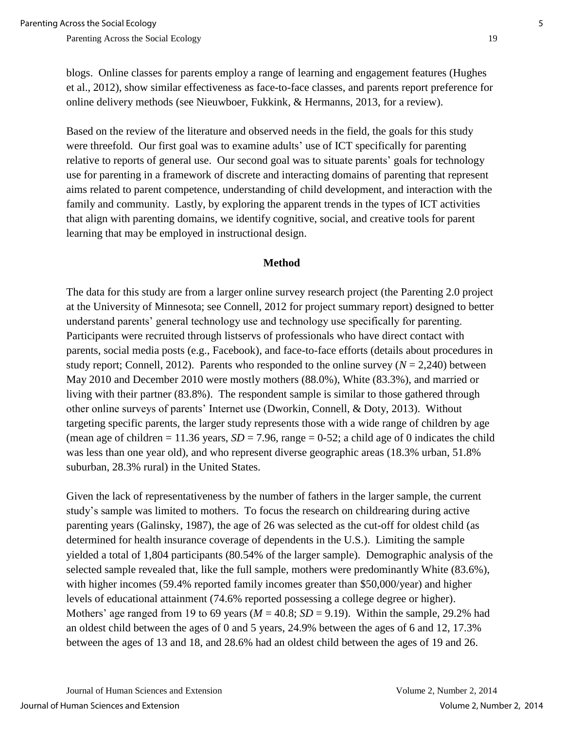blogs. Online classes for parents employ a range of learning and engagement features (Hughes et al., 2012), show similar effectiveness as face-to-face classes, and parents report preference for online delivery methods (see Nieuwboer, Fukkink, & Hermanns, 2013, for a review).

Based on the review of the literature and observed needs in the field, the goals for this study were threefold. Our first goal was to examine adults' use of ICT specifically for parenting relative to reports of general use. Our second goal was to situate parents' goals for technology use for parenting in a framework of discrete and interacting domains of parenting that represent aims related to parent competence, understanding of child development, and interaction with the family and community. Lastly, by exploring the apparent trends in the types of ICT activities that align with parenting domains, we identify cognitive, social, and creative tools for parent learning that may be employed in instructional design.

## Method

The data for this study are from a larger online survey research project (the Parenting 2.0 project at the University of Minnesota; see Connell, 2012 for project summary report) designed to better understand parents' general technology use and technology use specifically for parenting. Participants were recruited through listservs of professionals who have direct contact with parents, social media posts (e.g., Facebook), and face-to-face efforts (details about procedures in study report; Connell, 2012). Parents who responded to the online survey ($N$ = 2,240) between May 2010 and December 2010 were mostly mothers (88.0%), White (83.3%), and married or living with their partner (83.8%). The respondent sample is similar to those gathered through other online surveys of parents' Internet use (Dworkin, Connell, & Doty, 2013). Without targeting specific parents, the larger study represents those with a wide range of children by age (mean age of children = 11.36 years, $SD$ = 7.96, range = 0-52; a child age of 0 indicates the child was less than one year old), and who represent diverse geographic areas (18.3% urban, 51.8% suburban, 28.3% rural) in the United States.

Given the lack of representativeness by the number of fathers in the larger sample, the current study's sample was limited to mothers. To focus the research on childrearing during active parenting years (Galinsky, 1987), the age of 26 was selected as the cut-off for oldest child (as determined for health insurance coverage of dependents in the U.S.). Limiting the sample yielded a total of 1,804 participants (80.54% of the larger sample). Demographic analysis of the selected sample revealed that, like the full sample, mothers were predominantly White (83.6%), with higher incomes (59.4% reported family incomes greater than $50,000/year) and higher levels of educational attainment (74.6% reported possessing a college degree or higher). Mothers' age ranged from 19 to 69 years ($M$ = 40.8; $SD$ = 9.19). Within the sample, 29.2% had an oldest child between the ages of 0 and 5 years, 24.9% between the ages of 6 and 12, 17.3% between the ages of 13 and 18, and 28.6% had an oldest child between the ages of 19 and 26.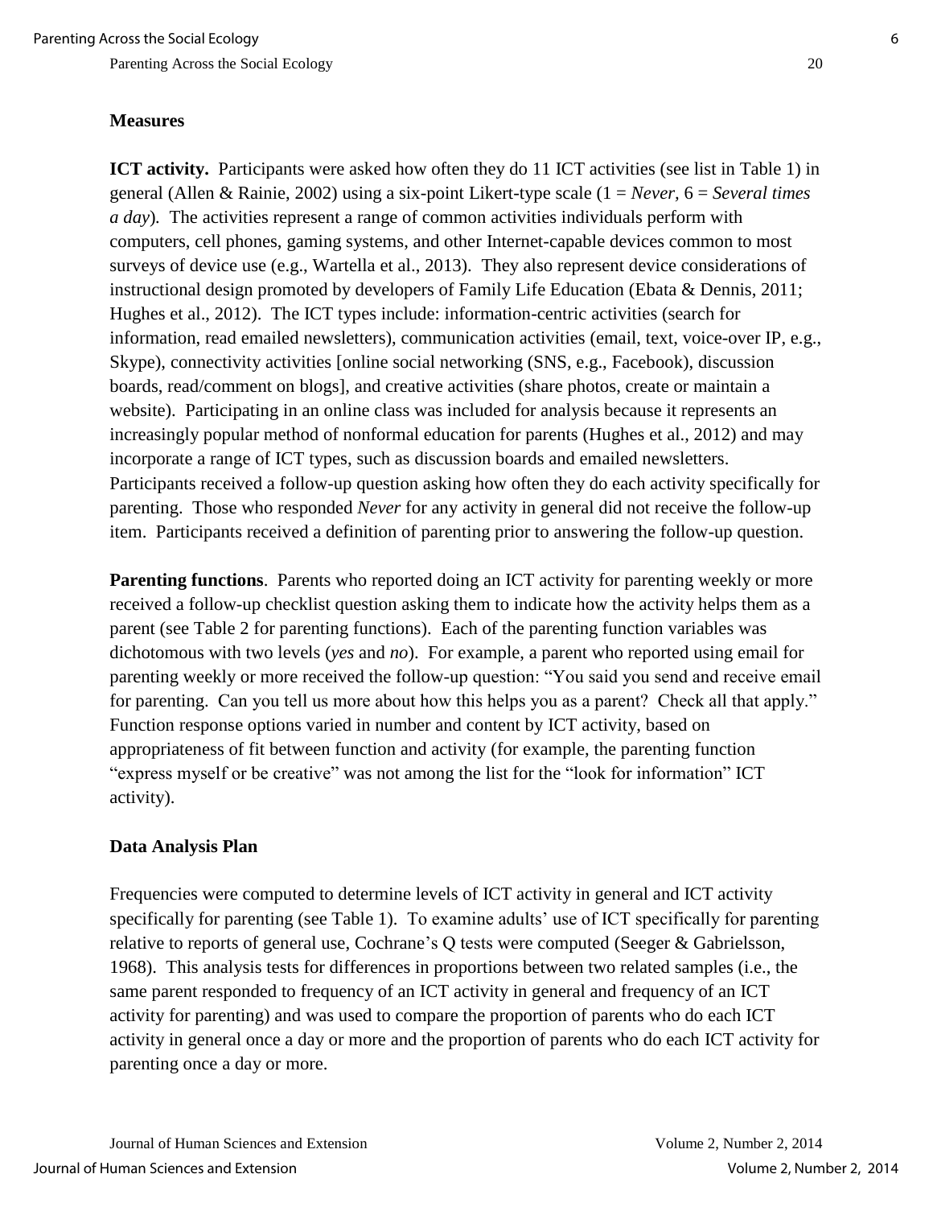**Measures**

**ICT activity.** Participants were asked how often they do 11 ICT activities (see list in Table 1) in general (Allen & Rainie, 2002) using a six-point Likert-type scale (1 = *Never*, 6 = *Several times a day*). The activities represent a range of common activities individuals perform with computers, cell phones, gaming systems, and other Internet-capable devices common to most surveys of device use (e.g., Wartella et al., 2013). They also represent device considerations of instructional design promoted by developers of Family Life Education (Ebata & Dennis, 2011; Hughes et al., 2012). The ICT types include: information-centric activities (search for information, read emailed newsletters), communication activities (email, text, voice-over IP, e.g., Skype), connectivity activities [online social networking (SNS, e.g., Facebook), discussion boards, read/comment on blogs], and creative activities (share photos, create or maintain a website). Participating in an online class was included for analysis because it represents an increasingly popular method of nonformal education for parents (Hughes et al., 2012) and may incorporate a range of ICT types, such as discussion boards and emailed newsletters. Participants received a follow-up question asking how often they do each activity specifically for parenting. Those who responded *Never* for any activity in general did not receive the follow-up item. Participants received a definition of parenting prior to answering the follow-up question.

**Parenting functions**. Parents who reported doing an ICT activity for parenting weekly or more received a follow-up checklist question asking them to indicate how the activity helps them as a parent (see Table 2 for parenting functions). Each of the parenting function variables was dichotomous with two levels (*yes* and *no*). For example, a parent who reported using email for parenting weekly or more received the follow-up question: "You said you send and receive email for parenting. Can you tell us more about how this helps you as a parent? Check all that apply." Function response options varied in number and content by ICT activity, based on appropriateness of fit between function and activity (for example, the parenting function "express myself or be creative" was not among the list for the "look for information" ICT activity).

**Data Analysis Plan**

Frequencies were computed to determine levels of ICT activity in general and ICT activity specifically for parenting (see Table 1). To examine adults' use of ICT specifically for parenting relative to reports of general use, Cochrane's Q tests were computed (Seeger & Gabrielsson, 1968). This analysis tests for differences in proportions between two related samples (i.e., the same parent responded to frequency of an ICT activity in general and frequency of an ICT activity for parenting) and was used to compare the proportion of parents who do each ICT activity in general once a day or more and the proportion of parents who do each ICT activity for parenting once a day or more.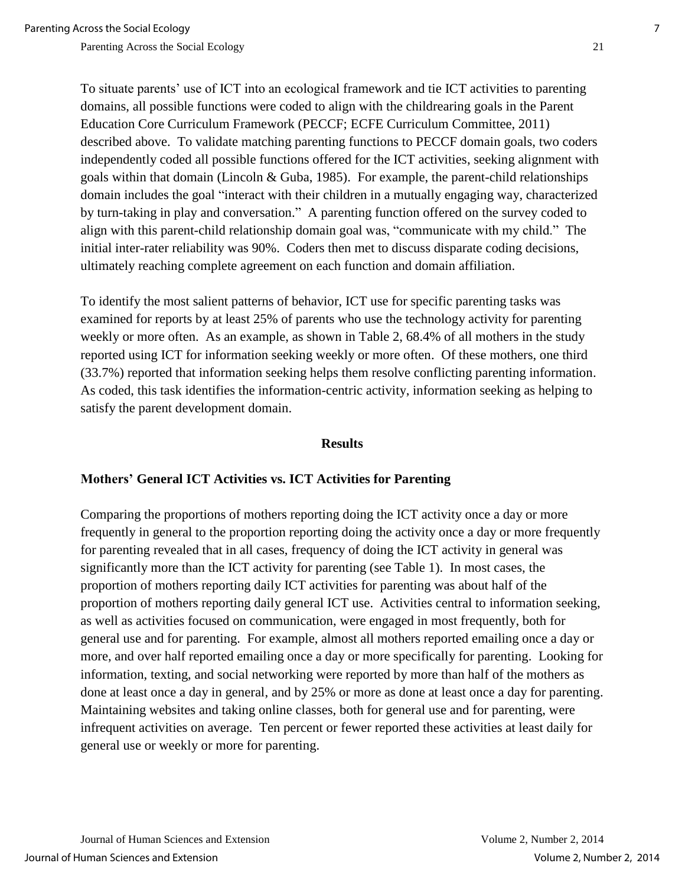To situate parents' use of ICT into an ecological framework and tie ICT activities to parenting domains, all possible functions were coded to align with the childrearing goals in the Parent Education Core Curriculum Framework (PECCF; ECFE Curriculum Committee, 2011) described above. To validate matching parenting functions to PECCF domain goals, two coders independently coded all possible functions offered for the ICT activities, seeking alignment with goals within that domain (Lincoln & Guba, 1985). For example, the parent-child relationships domain includes the goal "interact with their children in a mutually engaging way, characterized by turn-taking in play and conversation." A parenting function offered on the survey coded to align with this parent-child relationship domain goal was, "communicate with my child." The initial inter-rater reliability was 90%. Coders then met to discuss disparate coding decisions, ultimately reaching complete agreement on each function and domain affiliation.

To identify the most salient patterns of behavior, ICT use for specific parenting tasks was examined for reports by at least 25% of parents who use the technology activity for parenting weekly or more often. As an example, as shown in Table 2, 68.4% of all mothers in the study reported using ICT for information seeking weekly or more often. Of these mothers, one third (33.7%) reported that information seeking helps them resolve conflicting parenting information. As coded, this task identifies the information-centric activity, information seeking as helping to satisfy the parent development domain.

## Results

### Mothers' General ICT Activities vs. ICT Activities for Parenting

Comparing the proportions of mothers reporting doing the ICT activity once a day or more frequently in general to the proportion reporting doing the activity once a day or more frequently for parenting revealed that in all cases, frequency of doing the ICT activity in general was significantly more than the ICT activity for parenting (see Table 1). In most cases, the proportion of mothers reporting daily ICT activities for parenting was about half of the proportion of mothers reporting daily general ICT use. Activities central to information seeking, as well as activities focused on communication, were engaged in most frequently, both for general use and for parenting. For example, almost all mothers reported emailing once a day or more, and over half reported emailing once a day or more specifically for parenting. Looking for information, texting, and social networking were reported by more than half of the mothers as done at least once a day in general, and by 25% or more as done at least once a day for parenting. Maintaining websites and taking online classes, both for general use and for parenting, were infrequent activities on average. Ten percent or fewer reported these activities at least daily for general use or weekly or more for parenting.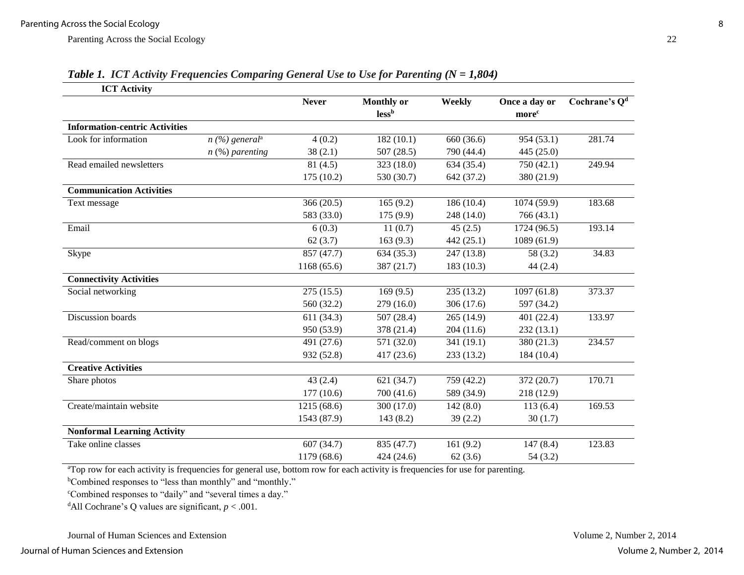***Table 1. ICT Activity Frequencies Comparing General Use to Use for Parenting (N = 1,804)***

| ICT Activity | | Never | Monthly or less[b] | Weekly | Once a day or more[c] | Cochrane's Q[d] |
|---|---|---|---|---|---|---|
| **Information-centric Activities** | | | | | | |
| Look for information | *n (%) general*[a] | 4 (0.2) | 182 (10.1) | 660 (36.6) | 954 (53.1) | 281.74 |
| | *n* (%) *parenting* | 38 (2.1) | 507 (28.5) | 790 (44.4) | 445 (25.0) | |
| Read emailed newsletters | | 81 (4.5) | 323 (18.0) | 634 (35.4) | 750 (42.1) | 249.94 |
| | | 175 (10.2) | 530 (30.7) | 642 (37.2) | 380 (21.9) | |
| **Communication Activities** | | | | | | |
| Text message | | 366 (20.5) | 165 (9.2) | 186 (10.4) | 1074 (59.9) | 183.68 |
| | | 583 (33.0) | 175 (9.9) | 248 (14.0) | 766 (43.1) | |
| Email | | 6 (0.3) | 11 (0.7) | 45 (2.5) | 1724 (96.5) | 193.14 |
| | | 62 (3.7) | 163 (9.3) | 442 (25.1) | 1089 (61.9) | |
| Skype | | 857 (47.7) | 634 (35.3) | 247 (13.8) | 58 (3.2) | 34.83 |
| | | 1168 (65.6) | 387 (21.7) | 183 (10.3) | 44 (2.4) | |
| **Connectivity Activities** | | | | | | |
| Social networking | | 275 (15.5) | 169 (9.5) | 235 (13.2) | 1097 (61.8) | 373.37 |
| | | 560 (32.2) | 279 (16.0) | 306 (17.6) | 597 (34.2) | |
| Discussion boards | | 611 (34.3) | 507 (28.4) | 265 (14.9) | 401 (22.4) | 133.97 |
| | | 950 (53.9) | 378 (21.4) | 204 (11.6) | 232 (13.1) | |
| Read/comment on blogs | | 491 (27.6) | 571 (32.0) | 341 (19.1) | 380 (21.3) | 234.57 |
| | | 932 (52.8) | 417 (23.6) | 233 (13.2) | 184 (10.4) | |
| **Creative Activities** | | | | | | |
| Share photos | | 43 (2.4) | 621 (34.7) | 759 (42.2) | 372 (20.7) | 170.71 |
| | | 177 (10.6) | 700 (41.6) | 589 (34.9) | 218 (12.9) | |
| Create/maintain website | | 1215 (68.6) | 300 (17.0) | 142 (8.0) | 113 (6.4) | 169.53 |
| | | 1543 (87.9) | 143 (8.2) | 39 (2.2) | 30 (1.7) | |
| **Nonformal Learning Activity** | | | | | | |
| Take online classes | | 607 (34.7) | 835 (47.7) | 161 (9.2) | 147 (8.4) | 123.83 |
| | | 1179 (68.6) | 424 (24.6) | 62 (3.6) | 54 (3.2) | |

[a]Top row for each activity is frequencies for general use, bottom row for each activity is frequencies for use for parenting.

[b]Combined responses to "less than monthly" and "monthly."

[c]Combined responses to "daily" and "several times a day."

[d]All Cochrane's Q values are significant, $p < .001$.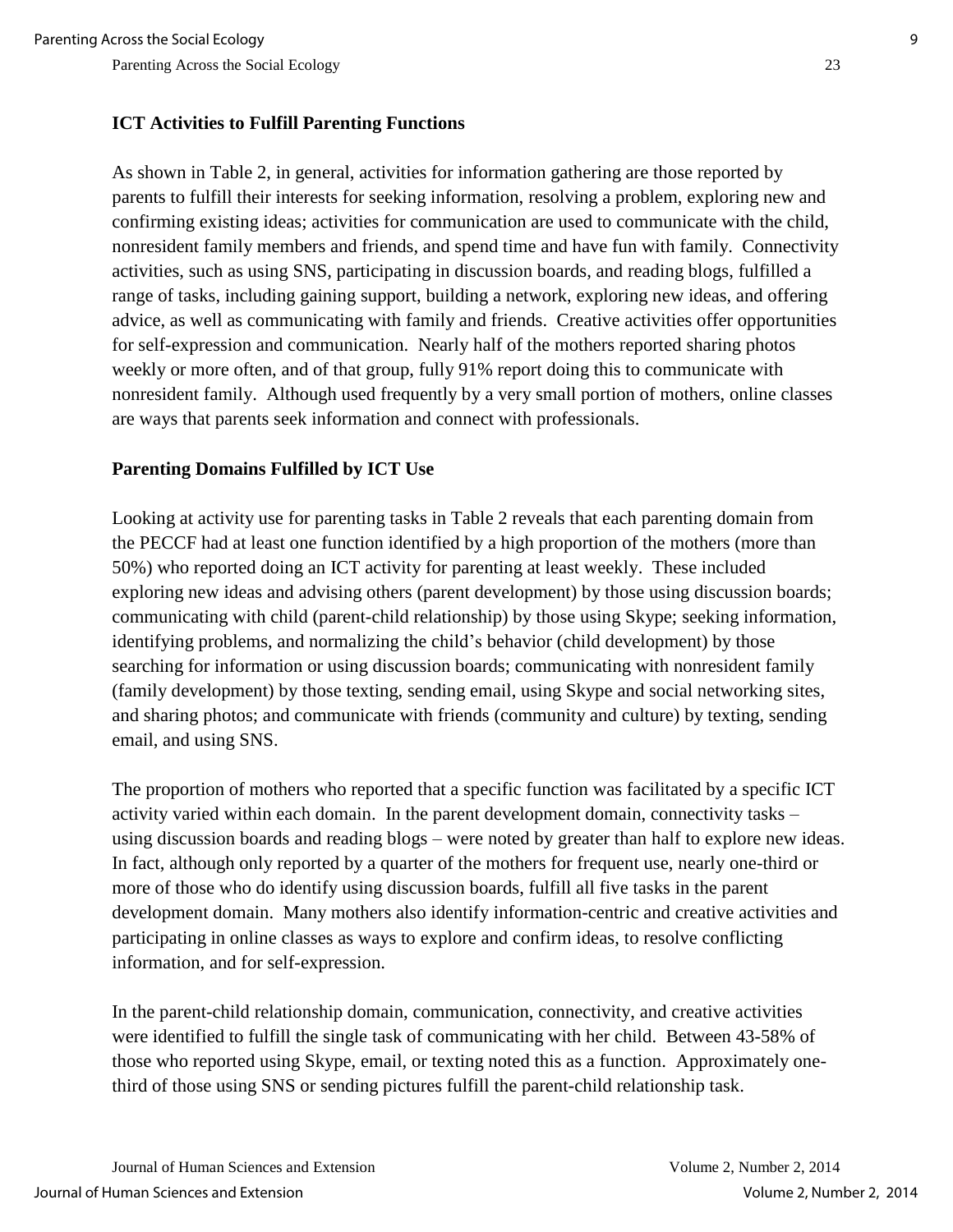### ICT Activities to Fulfill Parenting Functions

As shown in Table 2, in general, activities for information gathering are those reported by parents to fulfill their interests for seeking information, resolving a problem, exploring new and confirming existing ideas; activities for communication are used to communicate with the child, nonresident family members and friends, and spend time and have fun with family. Connectivity activities, such as using SNS, participating in discussion boards, and reading blogs, fulfilled a range of tasks, including gaining support, building a network, exploring new ideas, and offering advice, as well as communicating with family and friends. Creative activities offer opportunities for self-expression and communication. Nearly half of the mothers reported sharing photos weekly or more often, and of that group, fully 91% report doing this to communicate with nonresident family. Although used frequently by a very small portion of mothers, online classes are ways that parents seek information and connect with professionals.

### Parenting Domains Fulfilled by ICT Use

Looking at activity use for parenting tasks in Table 2 reveals that each parenting domain from the PECCF had at least one function identified by a high proportion of the mothers (more than 50%) who reported doing an ICT activity for parenting at least weekly. These included exploring new ideas and advising others (parent development) by those using discussion boards; communicating with child (parent-child relationship) by those using Skype; seeking information, identifying problems, and normalizing the child's behavior (child development) by those searching for information or using discussion boards; communicating with nonresident family (family development) by those texting, sending email, using Skype and social networking sites, and sharing photos; and communicate with friends (community and culture) by texting, sending email, and using SNS.

The proportion of mothers who reported that a specific function was facilitated by a specific ICT activity varied within each domain. In the parent development domain, connectivity tasks – using discussion boards and reading blogs – were noted by greater than half to explore new ideas. In fact, although only reported by a quarter of the mothers for frequent use, nearly one-third or more of those who do identify using discussion boards, fulfill all five tasks in the parent development domain. Many mothers also identify information-centric and creative activities and participating in online classes as ways to explore and confirm ideas, to resolve conflicting information, and for self-expression.

In the parent-child relationship domain, communication, connectivity, and creative activities were identified to fulfill the single task of communicating with her child. Between 43-58% of those who reported using Skype, email, or texting noted this as a function. Approximately one-third of those using SNS or sending pictures fulfill the parent-child relationship task.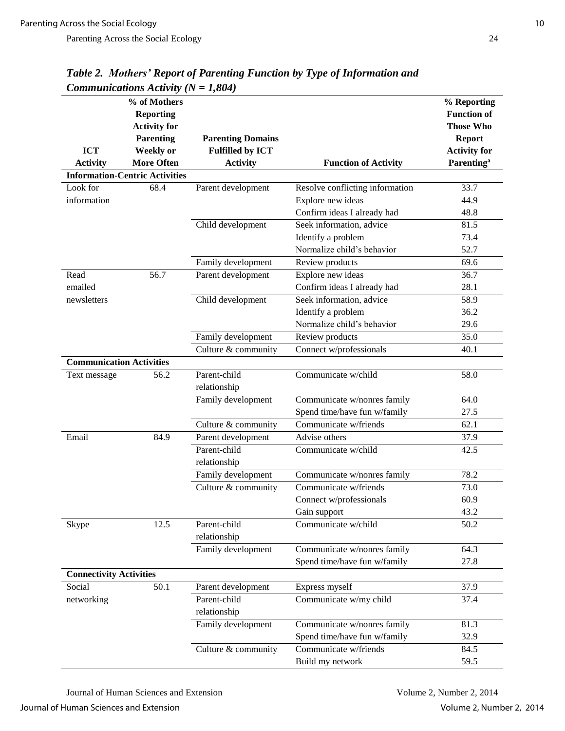*Table 2. Mothers' Report of Parenting Function by Type of Information and Communications Activity (N = 1,804)*

| ICT Activity | % of Mothers Reporting Activity for Parenting Weekly or More Often | Parenting Domains Fulfilled by ICT Activity | Function of Activity | % Reporting Function of Those Who Report Activity for Parenting[a] |
|---|---|---|---|---|
| **Information-Centric Activities** | | | | |
| Look for information | 68.4 | Parent development | Resolve conflicting information | 33.7 |
| | | | Explore new ideas | 44.9 |
| | | | Confirm ideas I already had | 48.8 |
| | | Child development | Seek information, advice | 81.5 |
| | | | Identify a problem | 73.4 |
| | | | Normalize child's behavior | 52.7 |
| | | Family development | Review products | 69.6 |
| Read emailed newsletters | 56.7 | Parent development | Explore new ideas | 36.7 |
| | | | Confirm ideas I already had | 28.1 |
| | | Child development | Seek information, advice | 58.9 |
| | | | Identify a problem | 36.2 |
| | | | Normalize child's behavior | 29.6 |
| | | Family development | Review products | 35.0 |
| | | Culture & community | Connect w/professionals | 40.1 |
| **Communication Activities** | | | | |
| Text message | 56.2 | Parent-child relationship | Communicate w/child | 58.0 |
| | | Family development | Communicate w/nonres family | 64.0 |
| | | | Spend time/have fun w/family | 27.5 |
| | | Culture & community | Communicate w/friends | 62.1 |
| Email | 84.9 | Parent development | Advise others | 37.9 |
| | | Parent-child relationship | Communicate w/child | 42.5 |
| | | Family development | Communicate w/nonres family | 78.2 |
| | | Culture & community | Communicate w/friends | 73.0 |
| | | | Connect w/professionals | 60.9 |
| | | | Gain support | 43.2 |
| Skype | 12.5 | Parent-child relationship | Communicate w/child | 50.2 |
| | | Family development | Communicate w/nonres family | 64.3 |
| | | | Spend time/have fun w/family | 27.8 |
| **Connectivity Activities** | | | | |
| Social networking | 50.1 | Parent development | Express myself | 37.9 |
| | | Parent-child relationship | Communicate w/my child | 37.4 |
| | | Family development | Communicate w/nonres family | 81.3 |
| | | | Spend time/have fun w/family | 32.9 |
| | | Culture & community | Communicate w/friends | 84.5 |
| | | | Build my network | 59.5 |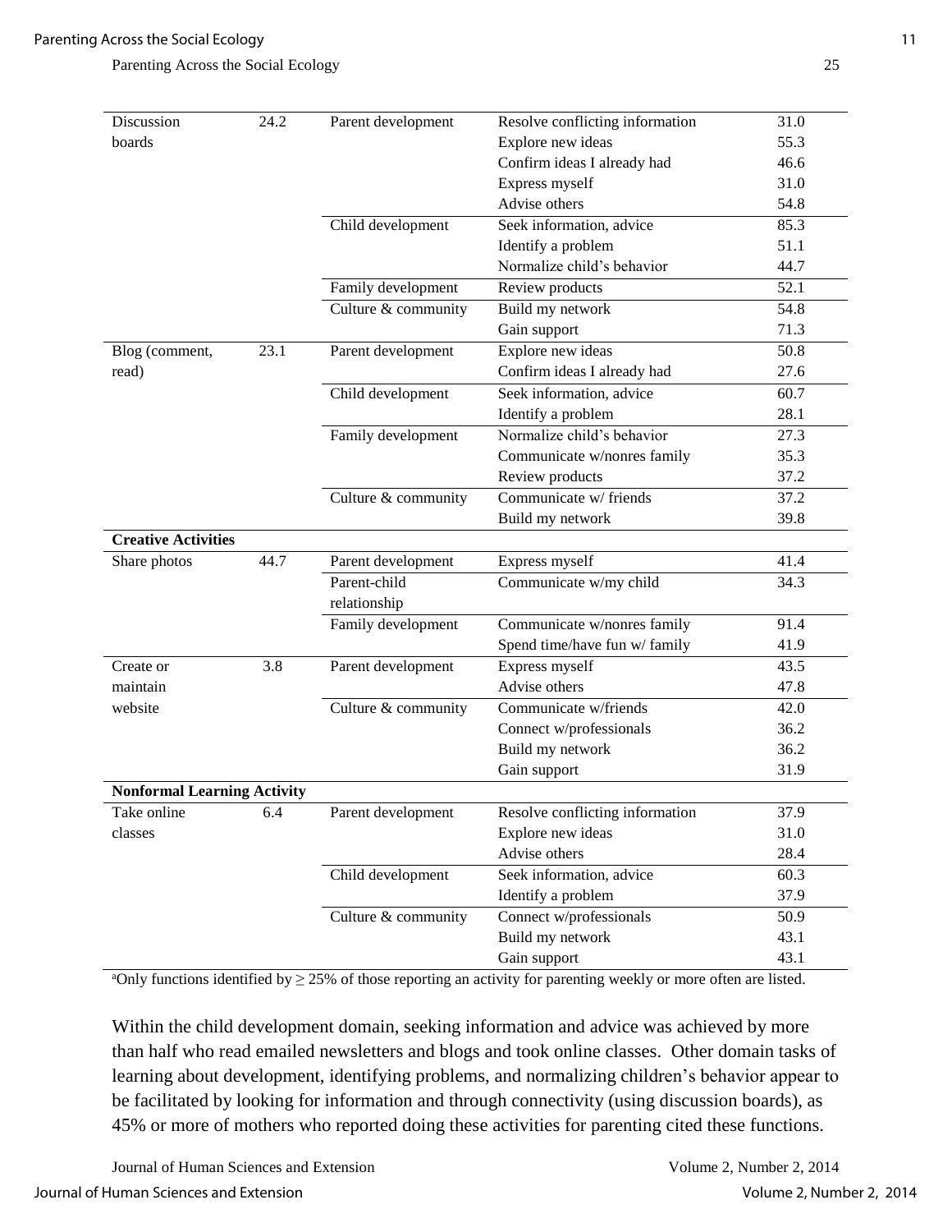| | | | | |
|---|---|---|---|---|
| Discussion boards | 24.2 | Parent development | Resolve conflicting information | 31.0 |
| | | | Explore new ideas | 55.3 |
| | | | Confirm ideas I already had | 46.6 |
| | | | Express myself | 31.0 |
| | | | Advise others | 54.8 |
| | | Child development | Seek information, advice | 85.3 |
| | | | Identify a problem | 51.1 |
| | | | Normalize child's behavior | 44.7 |
| | | Family development | Review products | 52.1 |
| | | Culture & community | Build my network | 54.8 |
| | | | Gain support | 71.3 |
| Blog (comment, read) | 23.1 | Parent development | Explore new ideas | 50.8 |
| | | | Confirm ideas I already had | 27.6 |
| | | Child development | Seek information, advice | 60.7 |
| | | | Identify a problem | 28.1 |
| | | Family development | Normalize child's behavior | 27.3 |
| | | | Communicate w/nonres family | 35.3 |
| | | | Review products | 37.2 |
| | | Culture & community | Communicate w/ friends | 37.2 |
| | | | Build my network | 39.8 |
| **Creative Activities** | | | | |
| Share photos | 44.7 | Parent development | Express myself | 41.4 |
| | | Parent-child relationship | Communicate w/my child | 34.3 |
| | | Family development | Communicate w/nonres family | 91.4 |
| | | | Spend time/have fun w/ family | 41.9 |
| Create or maintain website | 3.8 | Parent development | Express myself | 43.5 |
| | | | Advise others | 47.8 |
| | | Culture & community | Communicate w/friends | 42.0 |
| | | | Connect w/professionals | 36.2 |
| | | | Build my network | 36.2 |
| | | | Gain support | 31.9 |
| **Nonformal Learning Activity** | | | | |
| Take online classes | 6.4 | Parent development | Resolve conflicting information | 37.9 |
| | | | Explore new ideas | 31.0 |
| | | | Advise others | 28.4 |
| | | Child development | Seek information, advice | 60.3 |
| | | | Identify a problem | 37.9 |
| | | Culture & community | Connect w/professionals | 50.9 |
| | | | Build my network | 43.1 |
| | | | Gain support | 43.1 |

[a]Only functions identified by $\geq$ 25% of those reporting an activity for parenting weekly or more often are listed.

Within the child development domain, seeking information and advice was achieved by more than half who read emailed newsletters and blogs and took online classes. Other domain tasks of learning about development, identifying problems, and normalizing children's behavior appear to be facilitated by looking for information and through connectivity (using discussion boards), as 45% or more of mothers who reported doing these activities for parenting cited these functions.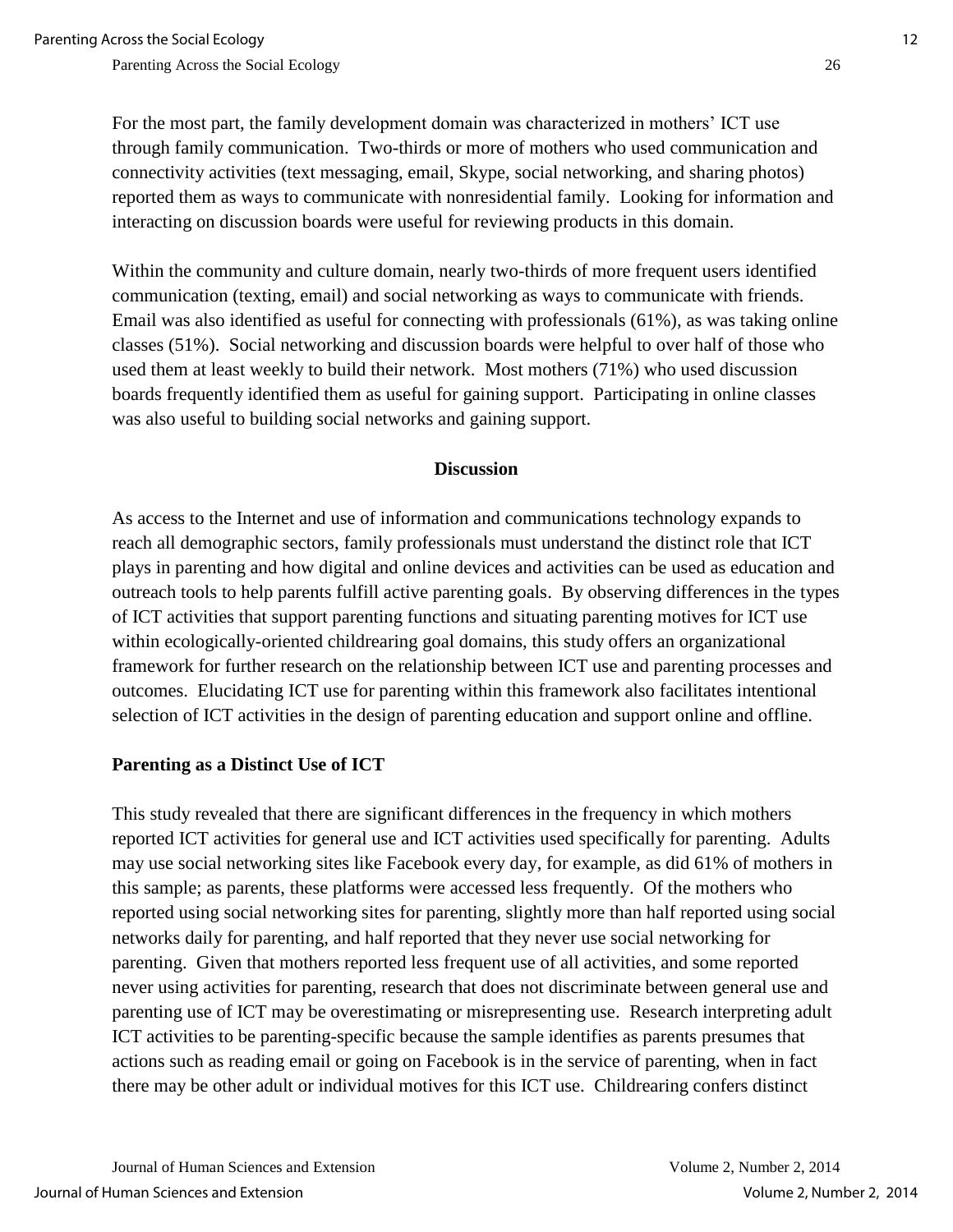For the most part, the family development domain was characterized in mothers' ICT use through family communication. Two-thirds or more of mothers who used communication and connectivity activities (text messaging, email, Skype, social networking, and sharing photos) reported them as ways to communicate with nonresidential family. Looking for information and interacting on discussion boards were useful for reviewing products in this domain.

Within the community and culture domain, nearly two-thirds of more frequent users identified communication (texting, email) and social networking as ways to communicate with friends. Email was also identified as useful for connecting with professionals (61%), as was taking online classes (51%). Social networking and discussion boards were helpful to over half of those who used them at least weekly to build their network. Most mothers (71%) who used discussion boards frequently identified them as useful for gaining support. Participating in online classes was also useful to building social networks and gaining support.

## Discussion

As access to the Internet and use of information and communications technology expands to reach all demographic sectors, family professionals must understand the distinct role that ICT plays in parenting and how digital and online devices and activities can be used as education and outreach tools to help parents fulfill active parenting goals. By observing differences in the types of ICT activities that support parenting functions and situating parenting motives for ICT use within ecologically-oriented childrearing goal domains, this study offers an organizational framework for further research on the relationship between ICT use and parenting processes and outcomes. Elucidating ICT use for parenting within this framework also facilitates intentional selection of ICT activities in the design of parenting education and support online and offline.

### Parenting as a Distinct Use of ICT

This study revealed that there are significant differences in the frequency in which mothers reported ICT activities for general use and ICT activities used specifically for parenting. Adults may use social networking sites like Facebook every day, for example, as did 61% of mothers in this sample; as parents, these platforms were accessed less frequently. Of the mothers who reported using social networking sites for parenting, slightly more than half reported using social networks daily for parenting, and half reported that they never use social networking for parenting. Given that mothers reported less frequent use of all activities, and some reported never using activities for parenting, research that does not discriminate between general use and parenting use of ICT may be overestimating or misrepresenting use. Research interpreting adult ICT activities to be parenting-specific because the sample identifies as parents presumes that actions such as reading email or going on Facebook is in the service of parenting, when in fact there may be other adult or individual motives for this ICT use. Childrearing confers distinct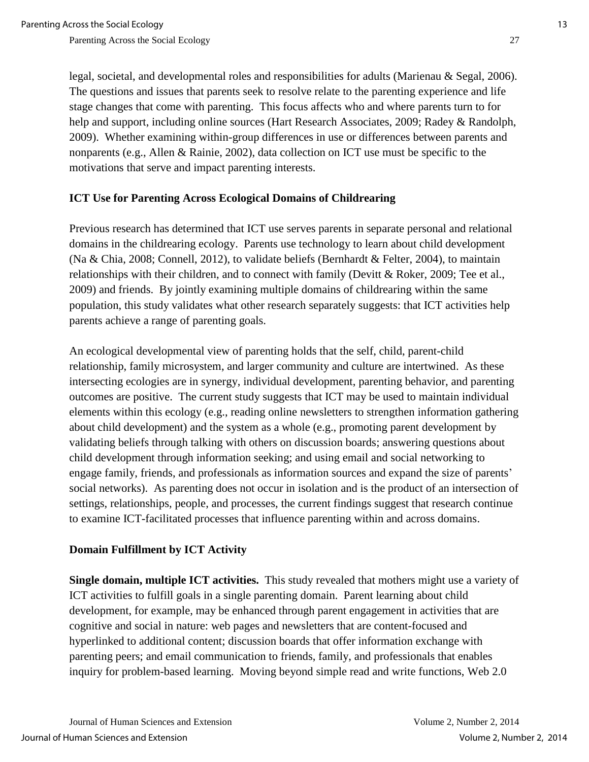legal, societal, and developmental roles and responsibilities for adults (Marienau & Segal, 2006). The questions and issues that parents seek to resolve relate to the parenting experience and life stage changes that come with parenting. This focus affects who and where parents turn to for help and support, including online sources (Hart Research Associates, 2009; Radey & Randolph, 2009). Whether examining within-group differences in use or differences between parents and nonparents (e.g., Allen & Rainie, 2002), data collection on ICT use must be specific to the motivations that serve and impact parenting interests.

## ICT Use for Parenting Across Ecological Domains of Childrearing

Previous research has determined that ICT use serves parents in separate personal and relational domains in the childrearing ecology. Parents use technology to learn about child development (Na & Chia, 2008; Connell, 2012), to validate beliefs (Bernhardt & Felter, 2004), to maintain relationships with their children, and to connect with family (Devitt & Roker, 2009; Tee et al., 2009) and friends. By jointly examining multiple domains of childrearing within the same population, this study validates what other research separately suggests: that ICT activities help parents achieve a range of parenting goals.

An ecological developmental view of parenting holds that the self, child, parent-child relationship, family microsystem, and larger community and culture are intertwined. As these intersecting ecologies are in synergy, individual development, parenting behavior, and parenting outcomes are positive. The current study suggests that ICT may be used to maintain individual elements within this ecology (e.g., reading online newsletters to strengthen information gathering about child development) and the system as a whole (e.g., promoting parent development by validating beliefs through talking with others on discussion boards; answering questions about child development through information seeking; and using email and social networking to engage family, friends, and professionals as information sources and expand the size of parents' social networks). As parenting does not occur in isolation and is the product of an intersection of settings, relationships, people, and processes, the current findings suggest that research continue to examine ICT-facilitated processes that influence parenting within and across domains.

## Domain Fulfillment by ICT Activity

**Single domain, multiple ICT activities.** This study revealed that mothers might use a variety of ICT activities to fulfill goals in a single parenting domain. Parent learning about child development, for example, may be enhanced through parent engagement in activities that are cognitive and social in nature: web pages and newsletters that are content-focused and hyperlinked to additional content; discussion boards that offer information exchange with parenting peers; and email communication to friends, family, and professionals that enables inquiry for problem-based learning. Moving beyond simple read and write functions, Web 2.0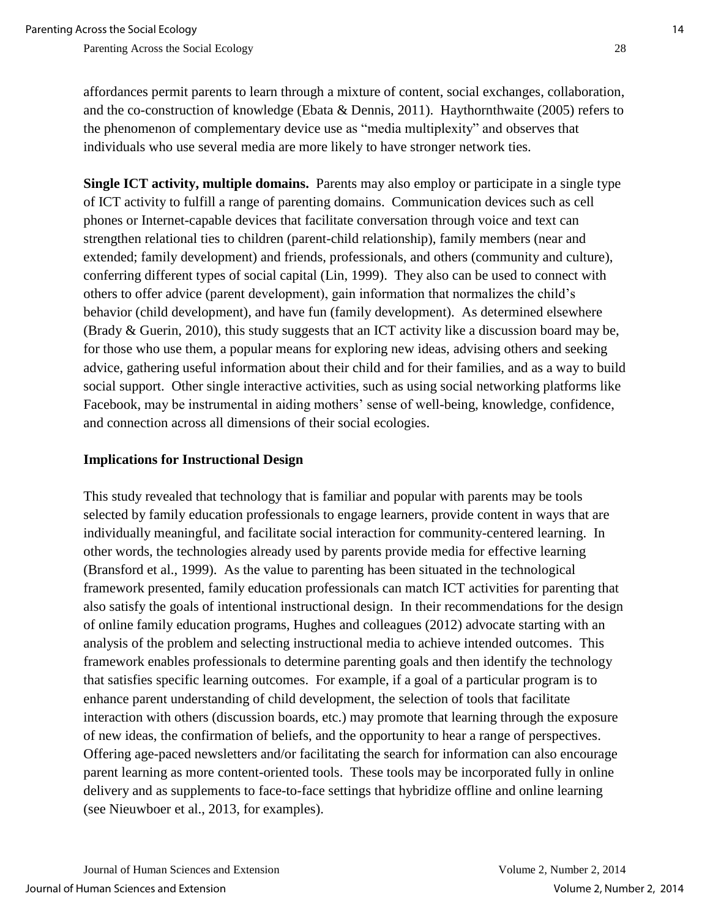affordances permit parents to learn through a mixture of content, social exchanges, collaboration, and the co-construction of knowledge (Ebata & Dennis, 2011). Haythornthwaite (2005) refers to the phenomenon of complementary device use as "media multiplexity" and observes that individuals who use several media are more likely to have stronger network ties.

**Single ICT activity, multiple domains.** Parents may also employ or participate in a single type of ICT activity to fulfill a range of parenting domains. Communication devices such as cell phones or Internet-capable devices that facilitate conversation through voice and text can strengthen relational ties to children (parent-child relationship), family members (near and extended; family development) and friends, professionals, and others (community and culture), conferring different types of social capital (Lin, 1999). They also can be used to connect with others to offer advice (parent development), gain information that normalizes the child's behavior (child development), and have fun (family development). As determined elsewhere (Brady & Guerin, 2010), this study suggests that an ICT activity like a discussion board may be, for those who use them, a popular means for exploring new ideas, advising others and seeking advice, gathering useful information about their child and for their families, and as a way to build social support. Other single interactive activities, such as using social networking platforms like Facebook, may be instrumental in aiding mothers' sense of well-being, knowledge, confidence, and connection across all dimensions of their social ecologies.

### Implications for Instructional Design

This study revealed that technology that is familiar and popular with parents may be tools selected by family education professionals to engage learners, provide content in ways that are individually meaningful, and facilitate social interaction for community-centered learning. In other words, the technologies already used by parents provide media for effective learning (Bransford et al., 1999). As the value to parenting has been situated in the technological framework presented, family education professionals can match ICT activities for parenting that also satisfy the goals of intentional instructional design. In their recommendations for the design of online family education programs, Hughes and colleagues (2012) advocate starting with an analysis of the problem and selecting instructional media to achieve intended outcomes. This framework enables professionals to determine parenting goals and then identify the technology that satisfies specific learning outcomes. For example, if a goal of a particular program is to enhance parent understanding of child development, the selection of tools that facilitate interaction with others (discussion boards, etc.) may promote that learning through the exposure of new ideas, the confirmation of beliefs, and the opportunity to hear a range of perspectives. Offering age-paced newsletters and/or facilitating the search for information can also encourage parent learning as more content-oriented tools. These tools may be incorporated fully in online delivery and as supplements to face-to-face settings that hybridize offline and online learning (see Nieuwboer et al., 2013, for examples).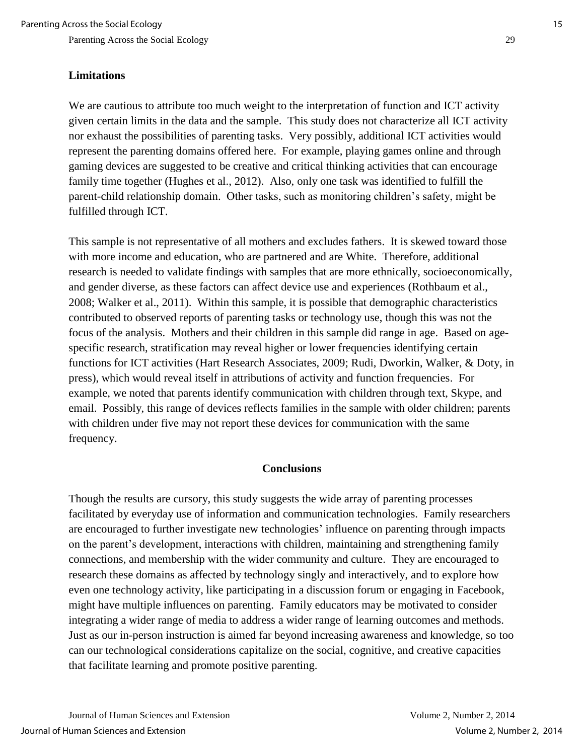## Limitations

We are cautious to attribute too much weight to the interpretation of function and ICT activity given certain limits in the data and the sample. This study does not characterize all ICT activity nor exhaust the possibilities of parenting tasks. Very possibly, additional ICT activities would represent the parenting domains offered here. For example, playing games online and through gaming devices are suggested to be creative and critical thinking activities that can encourage family time together (Hughes et al., 2012). Also, only one task was identified to fulfill the parent-child relationship domain. Other tasks, such as monitoring children's safety, might be fulfilled through ICT.

This sample is not representative of all mothers and excludes fathers. It is skewed toward those with more income and education, who are partnered and are White. Therefore, additional research is needed to validate findings with samples that are more ethnically, socioeconomically, and gender diverse, as these factors can affect device use and experiences (Rothbaum et al., 2008; Walker et al., 2011). Within this sample, it is possible that demographic characteristics contributed to observed reports of parenting tasks or technology use, though this was not the focus of the analysis. Mothers and their children in this sample did range in age. Based on age-specific research, stratification may reveal higher or lower frequencies identifying certain functions for ICT activities (Hart Research Associates, 2009; Rudi, Dworkin, Walker, & Doty, in press), which would reveal itself in attributions of activity and function frequencies. For example, we noted that parents identify communication with children through text, Skype, and email. Possibly, this range of devices reflects families in the sample with older children; parents with children under five may not report these devices for communication with the same frequency.

## Conclusions

Though the results are cursory, this study suggests the wide array of parenting processes facilitated by everyday use of information and communication technologies. Family researchers are encouraged to further investigate new technologies' influence on parenting through impacts on the parent's development, interactions with children, maintaining and strengthening family connections, and membership with the wider community and culture. They are encouraged to research these domains as affected by technology singly and interactively, and to explore how even one technology activity, like participating in a discussion forum or engaging in Facebook, might have multiple influences on parenting. Family educators may be motivated to consider integrating a wider range of media to address a wider range of learning outcomes and methods. Just as our in-person instruction is aimed far beyond increasing awareness and knowledge, so too can our technological considerations capitalize on the social, cognitive, and creative capacities that facilitate learning and promote positive parenting.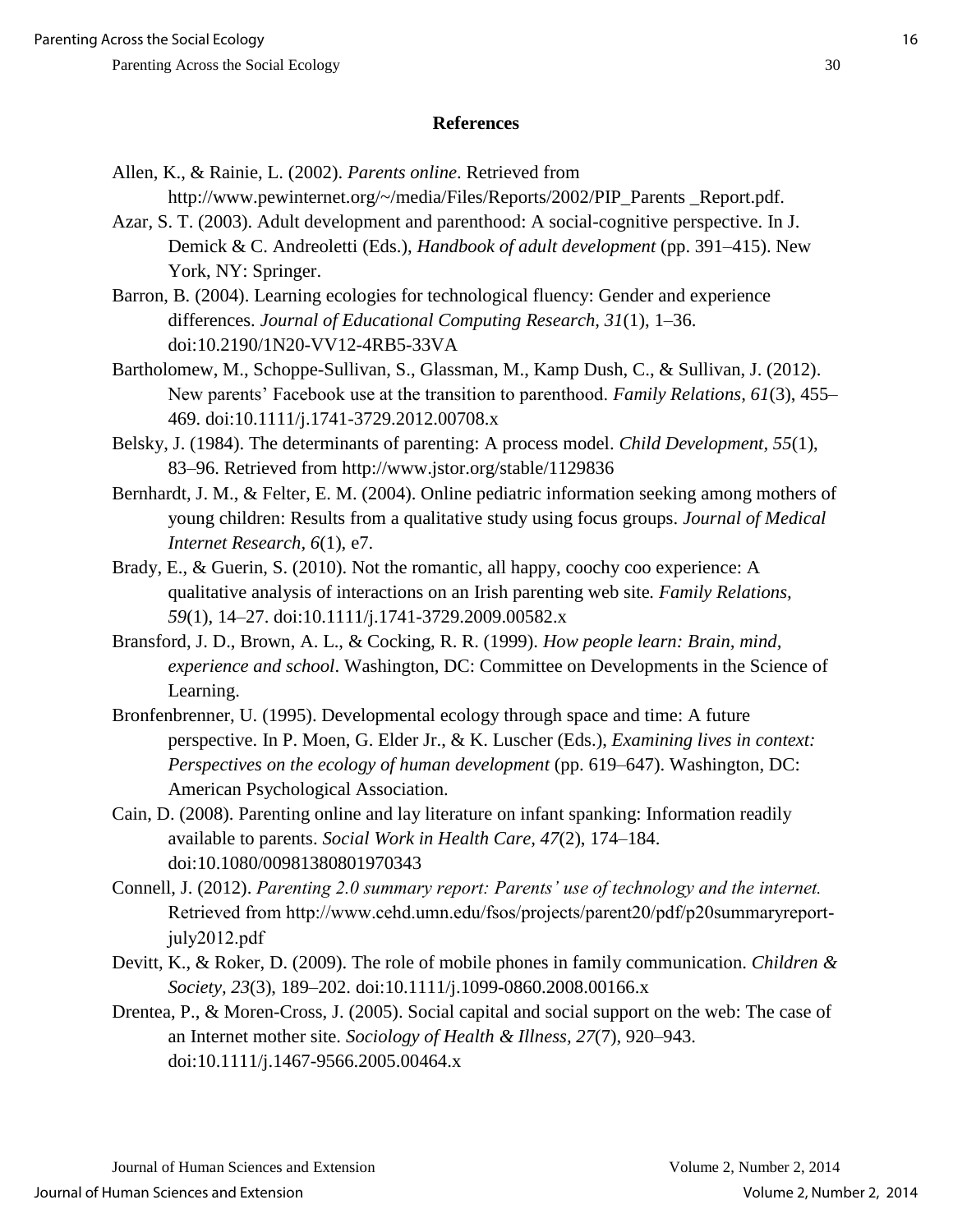## References

Allen, K., & Rainie, L. (2002). *Parents online*. Retrieved from http://www.pewinternet.org/~/media/Files/Reports/2002/PIP_Parents _Report.pdf.

Azar, S. T. (2003). Adult development and parenthood: A social-cognitive perspective. In J. Demick & C. Andreoletti (Eds.), *Handbook of adult development* (pp. 391–415). New York, NY: Springer.

Barron, B. (2004). Learning ecologies for technological fluency: Gender and experience differences. *Journal of Educational Computing Research, 31*(1), 1–36. doi:10.2190/1N20-VV12-4RB5-33VA

Bartholomew, M., Schoppe-Sullivan, S., Glassman, M., Kamp Dush, C., & Sullivan, J. (2012). New parents' Facebook use at the transition to parenthood. *Family Relations, 61*(3), 455–469. doi:10.1111/j.1741-3729.2012.00708.x

Belsky, J. (1984). The determinants of parenting: A process model. *Child Development, 55*(1), 83–96. Retrieved from http://www.jstor.org/stable/1129836

Bernhardt, J. M., & Felter, E. M. (2004). Online pediatric information seeking among mothers of young children: Results from a qualitative study using focus groups. *Journal of Medical Internet Research, 6*(1), e7.

Brady, E., & Guerin, S. (2010). Not the romantic, all happy, coochy coo experience: A qualitative analysis of interactions on an Irish parenting web site. *Family Relations, 59*(1), 14–27. doi:10.1111/j.1741-3729.2009.00582.x

Bransford, J. D., Brown, A. L., & Cocking, R. R. (1999). *How people learn: Brain, mind, experience and school*. Washington, DC: Committee on Developments in the Science of Learning.

Bronfenbrenner, U. (1995). Developmental ecology through space and time: A future perspective. In P. Moen, G. Elder Jr., & K. Luscher (Eds.), *Examining lives in context: Perspectives on the ecology of human development* (pp. 619–647). Washington, DC: American Psychological Association.

Cain, D. (2008). Parenting online and lay literature on infant spanking: Information readily available to parents. *Social Work in Health Care, 47*(2), 174–184. doi:10.1080/00981380801970343

Connell, J. (2012). *Parenting 2.0 summary report: Parents' use of technology and the internet.* Retrieved from http://www.cehd.umn.edu/fsos/projects/parent20/pdf/p20summaryreport-july2012.pdf

Devitt, K., & Roker, D. (2009). The role of mobile phones in family communication. *Children & Society, 23*(3), 189–202. doi:10.1111/j.1099-0860.2008.00166.x

Drentea, P., & Moren-Cross, J. (2005). Social capital and social support on the web: The case of an Internet mother site. *Sociology of Health & Illness, 27*(7), 920–943. doi:10.1111/j.1467-9566.2005.00464.x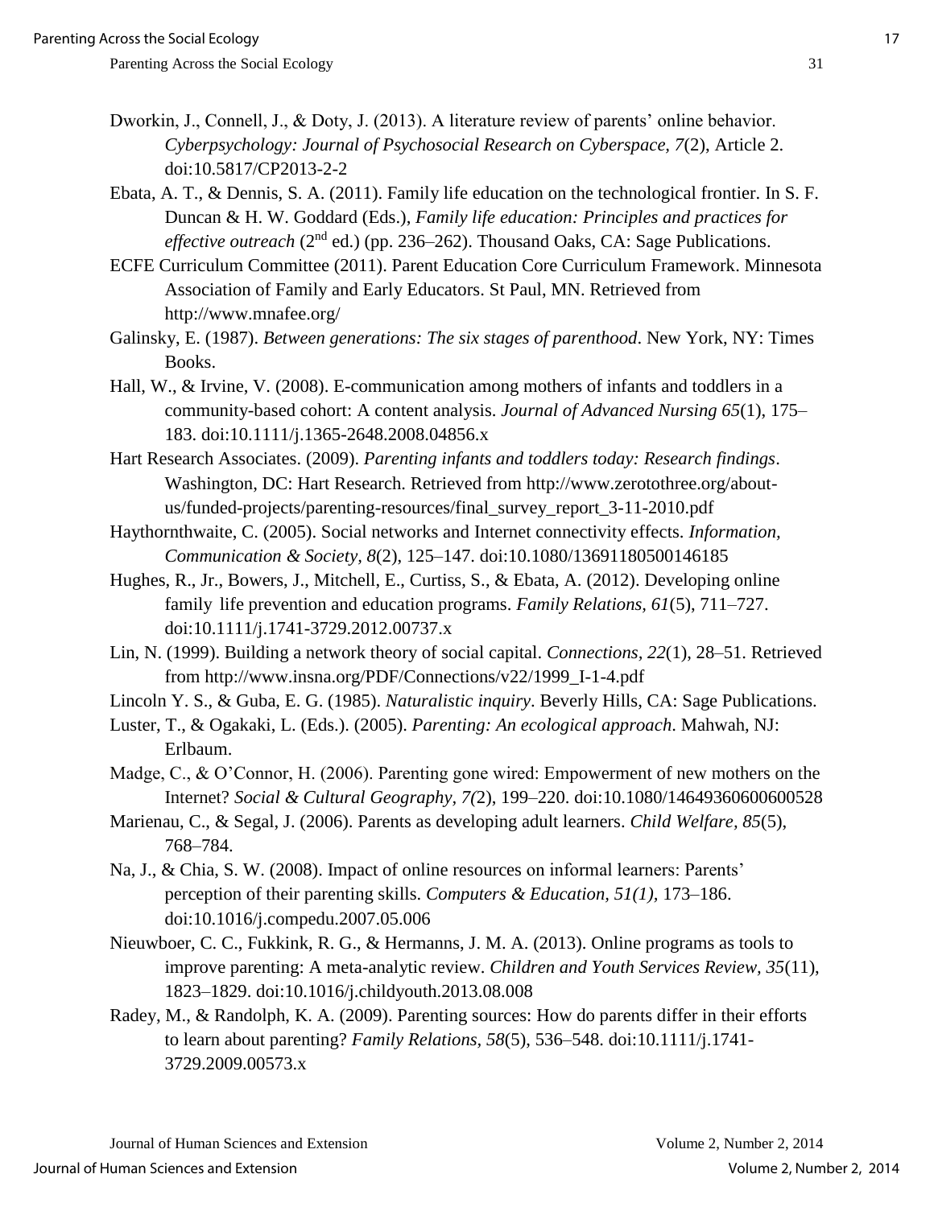Dworkin, J., Connell, J., & Doty, J. (2013). A literature review of parents' online behavior. *Cyberpsychology: Journal of Psychosocial Research on Cyberspace, 7*(2), Article 2. doi:10.5817/CP2013-2-2

Ebata, A. T., & Dennis, S. A. (2011). Family life education on the technological frontier. In S. F. Duncan & H. W. Goddard (Eds.), *Family life education: Principles and practices for effective outreach* (2nd ed.) (pp. 236–262). Thousand Oaks, CA: Sage Publications.

ECFE Curriculum Committee (2011). Parent Education Core Curriculum Framework. Minnesota Association of Family and Early Educators. St Paul, MN. Retrieved from http://www.mnafee.org/

Galinsky, E. (1987). *Between generations: The six stages of parenthood*. New York, NY: Times Books.

Hall, W., & Irvine, V. (2008). E-communication among mothers of infants and toddlers in a community-based cohort: A content analysis. *Journal of Advanced Nursing 65*(1), 175–183. doi:10.1111/j.1365-2648.2008.04856.x

Hart Research Associates. (2009). *Parenting infants and toddlers today: Research findings*. Washington, DC: Hart Research. Retrieved from http://www.zerotothree.org/about-us/funded-projects/parenting-resources/final_survey_report_3-11-2010.pdf

Haythornthwaite, C. (2005). Social networks and Internet connectivity effects. *Information, Communication & Society, 8*(2), 125–147. doi:10.1080/13691180500146185

Hughes, R., Jr., Bowers, J., Mitchell, E., Curtiss, S., & Ebata, A. (2012). Developing online family life prevention and education programs. *Family Relations, 61*(5), 711–727. doi:10.1111/j.1741-3729.2012.00737.x

Lin, N. (1999). Building a network theory of social capital. *Connections, 22*(1), 28–51. Retrieved from http://www.insna.org/PDF/Connections/v22/1999_I-1-4.pdf

Lincoln Y. S., & Guba, E. G. (1985). *Naturalistic inquiry*. Beverly Hills, CA: Sage Publications.

Luster, T., & Ogakaki, L. (Eds.). (2005). *Parenting: An ecological approach*. Mahwah, NJ: Erlbaum.

Madge, C., & O'Connor, H. (2006). Parenting gone wired: Empowerment of new mothers on the Internet? *Social & Cultural Geography, 7(*2), 199–220. doi:10.1080/14649360600600528

Marienau, C., & Segal, J. (2006). Parents as developing adult learners. *Child Welfare, 85*(5), 768–784.

Na, J., & Chia, S. W. (2008). Impact of online resources on informal learners: Parents' perception of their parenting skills. *Computers & Education, 51(1)*, 173–186. doi:10.1016/j.compedu.2007.05.006

Nieuwboer, C. C., Fukkink, R. G., & Hermanns, J. M. A. (2013). Online programs as tools to improve parenting: A meta-analytic review. *Children and Youth Services Review, 35*(11), 1823–1829. doi:10.1016/j.childyouth.2013.08.008

Radey, M., & Randolph, K. A. (2009). Parenting sources: How do parents differ in their efforts to learn about parenting? *Family Relations, 58*(5), 536–548. doi:10.1111/j.1741-3729.2009.00573.x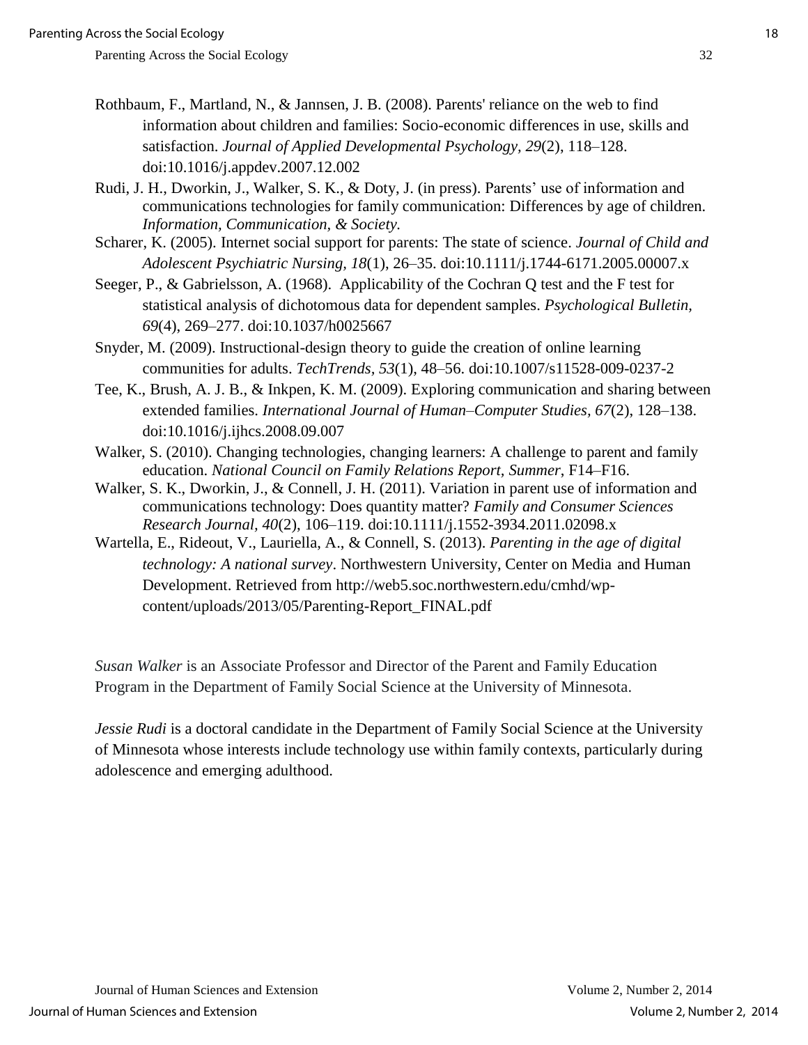Rothbaum, F., Martland, N., & Jannsen, J. B. (2008). Parents' reliance on the web to find information about children and families: Socio-economic differences in use, skills and satisfaction. *Journal of Applied Developmental Psychology, 29*(2), 118–128. doi:10.1016/j.appdev.2007.12.002

Rudi, J. H., Dworkin, J., Walker, S. K., & Doty, J. (in press). Parents' use of information and communications technologies for family communication: Differences by age of children. *Information, Communication, & Society.*

Scharer, K. (2005). Internet social support for parents: The state of science. *Journal of Child and Adolescent Psychiatric Nursing, 18*(1), 26–35. doi:10.1111/j.1744-6171.2005.00007.x

Seeger, P., & Gabrielsson, A. (1968). Applicability of the Cochran Q test and the F test for statistical analysis of dichotomous data for dependent samples. *Psychological Bulletin, 69*(4), 269–277. doi:10.1037/h0025667

Snyder, M. (2009). Instructional-design theory to guide the creation of online learning communities for adults. *TechTrends, 53*(1), 48–56. doi:10.1007/s11528-009-0237-2

Tee, K., Brush, A. J. B., & Inkpen, K. M. (2009). Exploring communication and sharing between extended families. *International Journal of Human–Computer Studies, 67*(2), 128–138. doi:10.1016/j.ijhcs.2008.09.007

Walker, S. (2010). Changing technologies, changing learners: A challenge to parent and family education. *National Council on Family Relations Report, Summer*, F14–F16.

Walker, S. K., Dworkin, J., & Connell, J. H. (2011). Variation in parent use of information and communications technology: Does quantity matter? *Family and Consumer Sciences Research Journal, 40*(2), 106–119. doi:10.1111/j.1552-3934.2011.02098.x

Wartella, E., Rideout, V., Lauriella, A., & Connell, S. (2013). *Parenting in the age of digital technology: A national survey*. Northwestern University, Center on Media and Human Development. Retrieved from http://web5.soc.northwestern.edu/cmhd/wp-content/uploads/2013/05/Parenting-Report_FINAL.pdf

*Susan Walker* is an Associate Professor and Director of the Parent and Family Education Program in the Department of Family Social Science at the University of Minnesota.

*Jessie Rudi* is a doctoral candidate in the Department of Family Social Science at the University of Minnesota whose interests include technology use within family contexts, particularly during adolescence and emerging adulthood.